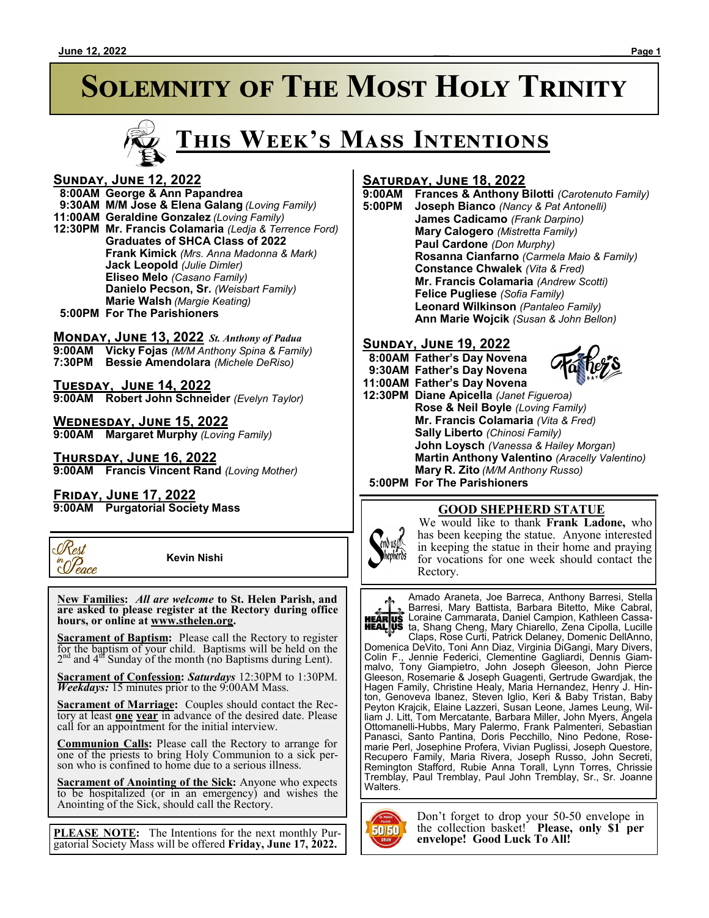# Solemnity of The Most Holy Trinity

## This Week's Mass Intentions

### Sunday, June 12, 2022

**8:00AM George & Ann Papandrea**
**9:30AM M/M Jose & Elena Galang** *(Loving Family)*
**11:00AM Geraldine Gonzalez** *(Loving Family)*
**12:30PM Mr. Francis Colamaria** *(Ledja & Terrence Ford)*
**Graduates of SHCA Class of 2022**
**Frank Kimick** *(Mrs. Anna Madonna & Mark)*
**Jack Leopold** *(Julie Dimler)*
**Eliseo Melo** *(Casano Family)*
**Danielo Pecson, Sr.** *(Weisbart Family)*
**Marie Walsh** *(Margie Keating)*
**5:00PM For The Parishioners**

### Monday, June 13, 2022 *St. Anthony of Padua*

**9:00AM Vicky Fojas** *(M/M Anthony Spina & Family)*
**7:30PM Bessie Amendolara** *(Michele DeRiso)*

### Tuesday, June 14, 2022

**9:00AM Robert John Schneider** *(Evelyn Taylor)*

### Wednesday, June 15, 2022

**9:00AM Margaret Murphy** *(Loving Family)*

### Thursday, June 16, 2022

**9:00AM Francis Vincent Rand** *(Loving Mother)*

### Friday, June 17, 2022

**9:00AM Purgatorial Society Mass**

### Saturday, June 18, 2022

**9:00AM Frances & Anthony Bilotti** *(Carotenuto Family)*
**5:00PM Joseph Bianco** *(Nancy & Pat Antonelli)*
**James Cadicamo** *(Frank Darpino)*
**Mary Calogero** *(Mistretta Family)*
**Paul Cardone** *(Don Murphy)*
**Rosanna Cianfarno** *(Carmela Maio & Family)*
**Constance Chwalek** *(Vita & Fred)*
**Mr. Francis Colamaria** *(Andrew Scotti)*
**Felice Pugliese** *(Sofia Family)*
**Leonard Wilkinson** *(Pantaleo Family)*
**Ann Marie Wojcik** *(Susan & John Bellon)*

### Sunday, June 19, 2022

**8:00AM Father's Day Novena**
**9:30AM Father's Day Novena**
**11:00AM Father's Day Novena**
**12:30PM Diane Apicella** *(Janet Figueroa)*
**Rose & Neil Boyle** *(Loving Family)*
**Mr. Francis Colamaria** *(Vita & Fred)*
**Sally Liberto** *(Chinosi Family)*
**John Loysch** *(Vanessa & Hailey Morgan)*
**Martin Anthony Valentino** *(Aracelly Valentino)*
**Mary R. Zito** *(M/M Anthony Russo)*
**5:00PM For The Parishioners**

---

*Rest in Peace*

**Kevin Nishi**

---

**New Families: *All are welcome* to St. Helen Parish, and are asked to please register at the Rectory during office hours, or online at www.sthelen.org.**

**Sacrament of Baptism:** Please call the Rectory to register for the baptism of your child. Baptisms will be held on the 2nd and 4th Sunday of the month (no Baptisms during Lent).

**Sacrament of Confession:** ***Saturdays*** 12:30PM to 1:30PM. ***Weekdays:*** 15 minutes prior to the 9:00AM Mass.

**Sacrament of Marriage:** Couples should contact the Rectory at least **one year** in advance of the desired date. Please call for an appointment for the initial interview.

**Communion Calls:** Please call the Rectory to arrange for one of the priests to bring Holy Communion to a sick person who is confined to home due to a serious illness.

**Sacrament of Anointing of the Sick:** Anyone who expects to be hospitalized (or in an emergency) and wishes the Anointing of the Sick, should call the Rectory.

---

**PLEASE NOTE:** The Intentions for the next monthly Purgatorial Society Mass will be offered **Friday, June 17, 2022.**

---

### GOOD SHEPHERD STATUE

We would like to thank **Frank Ladone,** who has been keeping the statue. Anyone interested in keeping the statue in their home and praying for vocations for one week should contact the Rectory.

---

**HEAR US HEAL US**

Amado Araneta, Joe Barreca, Anthony Barresi, Stella Barresi, Mary Battista, Barbara Bitetto, Mike Cabral, Loraine Cammarata, Daniel Campion, Kathleen Cassata, Shang Cheng, Mary Chiarello, Zena Cipolla, Lucille Claps, Rose Curti, Patrick Delaney, Domenic DellAnno, Domenica DeVito, Toni Ann Diaz, Virginia DiGangi, Mary Divers, Colin F., Jennie Federici, Clementine Gagliardi, Dennis Giammalvo, Tony Giampietro, John Joseph Gleeson, John Pierce Gleeson, Rosemarie & Joseph Guagenti, Gertrude Gwardjak, the Hagen Family, Christine Healy, Maria Hernandez, Henry J. Hinton, Genoveva Ibanez, Steven Iglio, Keri & Baby Tristan, Baby Peyton Krajcik, Elaine Lazzeri, Susan Leone, James Leung, William J. Litt, Tom Mercatante, Barbara Miller, John Myers, Angela Ottomanelli-Hubbs, Mary Palermo, Frank Palmenteri, Sebastian Panasci, Santo Pantina, Doris Pecchillo, Nino Pedone, Rosemarie Perl, Josephine Profera, Vivian Puglissi, Joseph Questore, Recupero Family, Maria Rivera, Joseph Russo, John Secreti, Remington Stafford, Rubie Anna Torall, Lynn Torres, Chrissie Tremblay, Paul Tremblay, Paul John Tremblay, Sr., Sr. Joanne Walters.

---

Don't forget to drop your 50-50 envelope in the collection basket! **Please, only $1 per envelope! Good Luck To All!**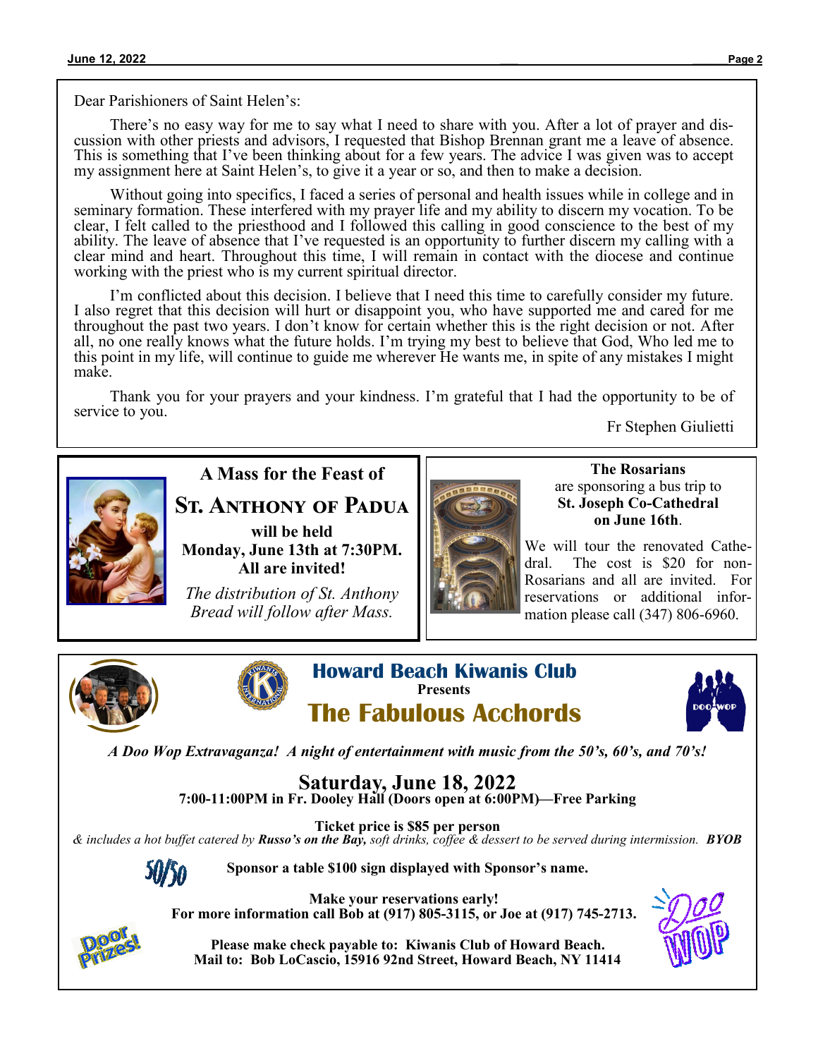Dear Parishioners of Saint Helen's:

There's no easy way for me to say what I need to share with you. After a lot of prayer and discussion with other priests and advisors, I requested that Bishop Brennan grant me a leave of absence. This is something that I've been thinking about for a few years. The advice I was given was to accept my assignment here at Saint Helen's, to give it a year or so, and then to make a decision.

Without going into specifics, I faced a series of personal and health issues while in college and in seminary formation. These interfered with my prayer life and my ability to discern my vocation. To be clear, I felt called to the priesthood and I followed this calling in good conscience to the best of my ability. The leave of absence that I've requested is an opportunity to further discern my calling with a clear mind and heart. Throughout this time, I will remain in contact with the diocese and continue working with the priest who is my current spiritual director.

I'm conflicted about this decision. I believe that I need this time to carefully consider my future. I also regret that this decision will hurt or disappoint you, who have supported me and cared for me throughout the past two years. I don't know for certain whether this is the right decision or not. After all, no one really knows what the future holds. I'm trying my best to believe that God, Who led me to this point in my life, will continue to guide me wherever He wants me, in spite of any mistakes I might make.

Thank you for your prayers and your kindness. I'm grateful that I had the opportunity to be of service to you.

Fr Stephen Giulietti

---

**A Mass for the Feast of**

## St. Anthony of Padua

**will be held**
**Monday, June 13th at 7:30PM.**
**All are invited!**

*The distribution of St. Anthony Bread will follow after Mass.*

---

**The Rosarians** are sponsoring a bus trip to **St. Joseph Co-Cathedral on June 16th**.

We will tour the renovated Cathedral. The cost is $20 for non-Rosarians and all are invited. For reservations or additional information please call (347) 806-6960.

---

## Howard Beach Kiwanis Club

**Presents**

## The Fabulous Acchords

*A Doo Wop Extravaganza! A night of entertainment with music from the 50's, 60's, and 70's!*

**Saturday, June 18, 2022**
**7:00-11:00PM in Fr. Dooley Hall (Doors open at 6:00PM)—Free Parking**

**Ticket price is $85 per person**
*& includes a hot buffet catered by* ***Russo's on the Bay,*** *soft drinks, coffee & dessert to be served during intermission.* ***BYOB***

50/50

**Sponsor a table $100 sign displayed with Sponsor's name.**

**Make your reservations early!**
**For more information call Bob at (917) 805-3115, or Joe at (917) 745-2713.**

Door Prizes!

**Please make check payable to: Kiwanis Club of Howard Beach.**
**Mail to: Bob LoCascio, 15916 92nd Street, Howard Beach, NY 11414**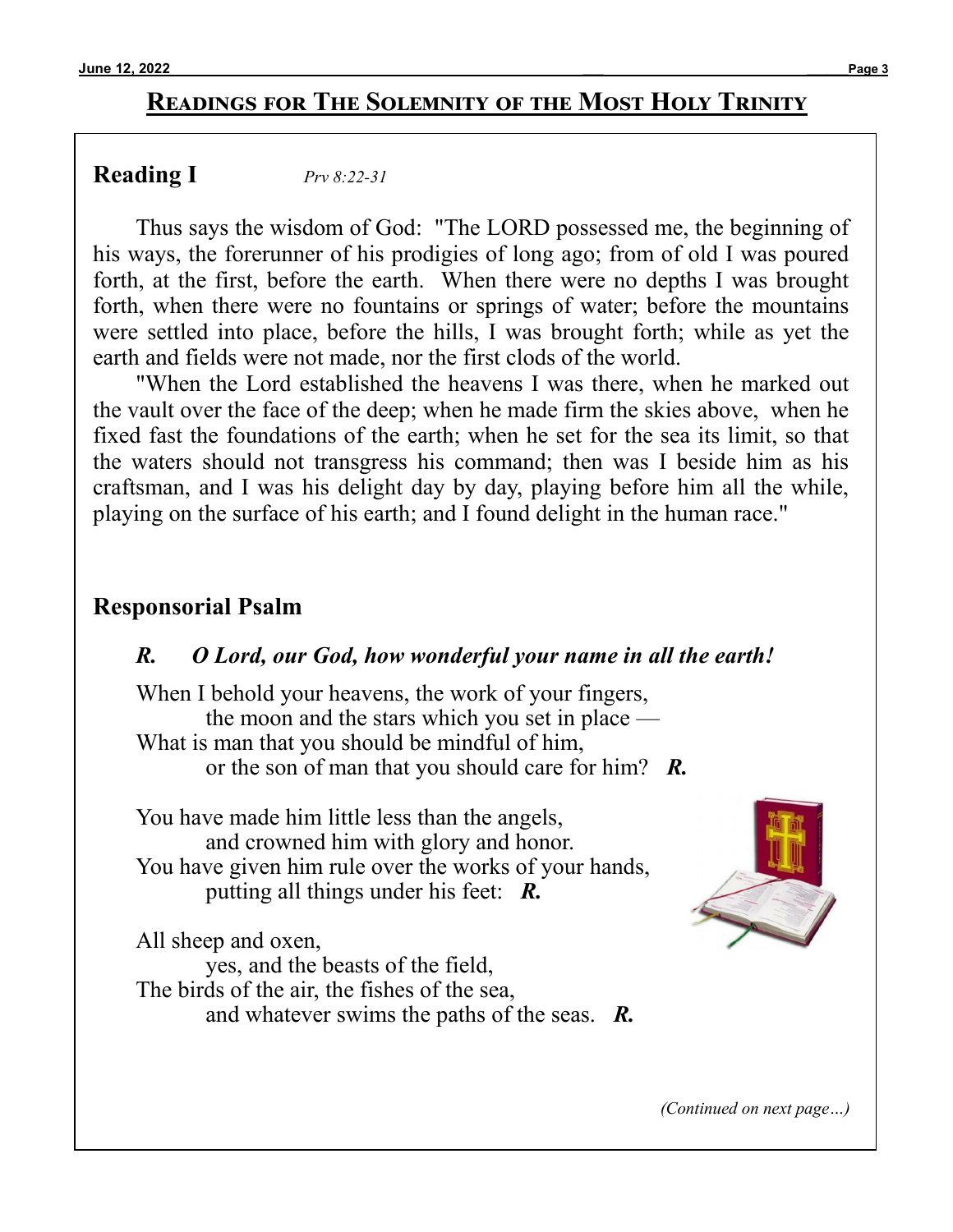## Readings for The Solemnity of the Most Holy Trinity

### Reading I *Prv 8:22-31*

Thus says the wisdom of God: "The LORD possessed me, the beginning of his ways, the forerunner of his prodigies of long ago; from of old I was poured forth, at the first, before the earth. When there were no depths I was brought forth, when there were no fountains or springs of water; before the mountains were settled into place, before the hills, I was brought forth; while as yet the earth and fields were not made, nor the first clods of the world.

"When the Lord established the heavens I was there, when he marked out the vault over the face of the deep; when he made firm the skies above, when he fixed fast the foundations of the earth; when he set for the sea its limit, so that the waters should not transgress his command; then was I beside him as his craftsman, and I was his delight day by day, playing before him all the while, playing on the surface of his earth; and I found delight in the human race."

### Responsorial Psalm

***R. O Lord, our God, how wonderful your name in all the earth!***

When I behold your heavens, the work of your fingers,
the moon and the stars which you set in place —
What is man that you should be mindful of him,
or the son of man that you should care for him? ***R.***

You have made him little less than the angels,
and crowned him with glory and honor.
You have given him rule over the works of your hands,
putting all things under his feet: ***R.***

All sheep and oxen,
yes, and the beasts of the field,
The birds of the air, the fishes of the sea,
and whatever swims the paths of the seas. ***R.***

*(Continued on next page…)*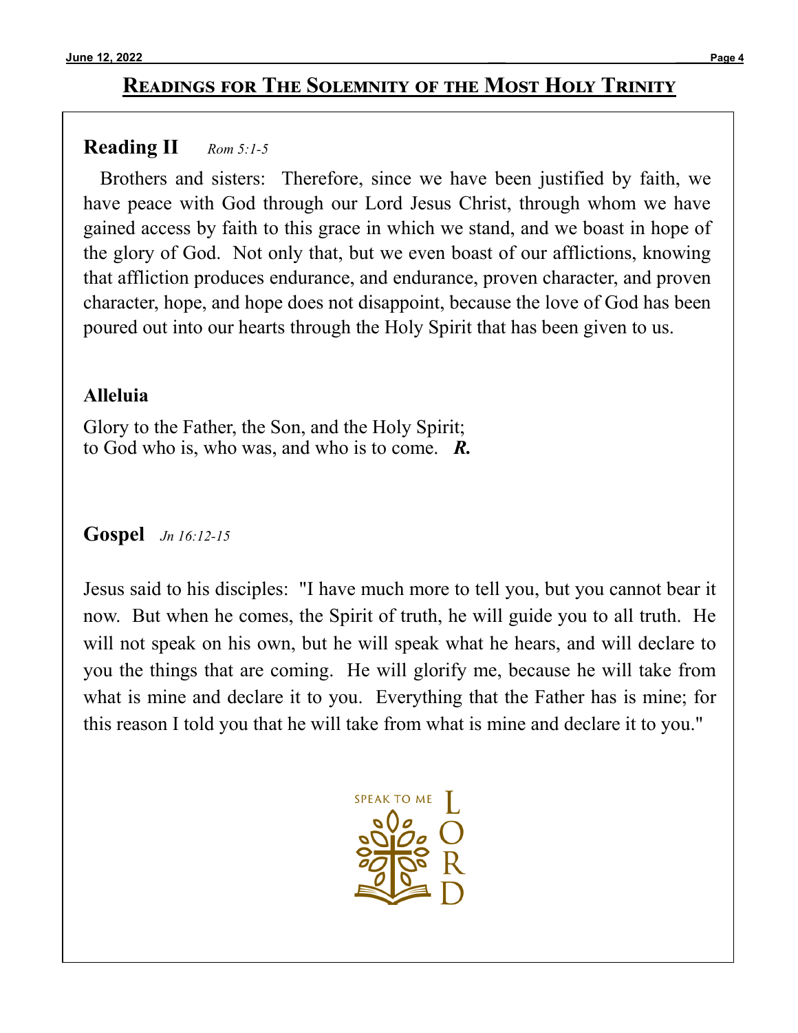## Readings for The Solemnity of the Most Holy Trinity

### Reading II *Rom 5:1-5*

Brothers and sisters: Therefore, since we have been justified by faith, we have peace with God through our Lord Jesus Christ, through whom we have gained access by faith to this grace in which we stand, and we boast in hope of the glory of God. Not only that, but we even boast of our afflictions, knowing that affliction produces endurance, and endurance, proven character, and proven character, hope, and hope does not disappoint, because the love of God has been poured out into our hearts through the Holy Spirit that has been given to us.

### Alleluia

Glory to the Father, the Son, and the Holy Spirit;
to God who is, who was, and who is to come. ***R.***

### Gospel *Jn 16:12-15*

Jesus said to his disciples: "I have much more to tell you, but you cannot bear it now. But when he comes, the Spirit of truth, he will guide you to all truth. He will not speak on his own, but he will speak what he hears, and will declare to you the things that are coming. He will glorify me, because he will take from what is mine and declare it to you. Everything that the Father has is mine; for this reason I told you that he will take from what is mine and declare it to you."

SPEAK TO ME LORD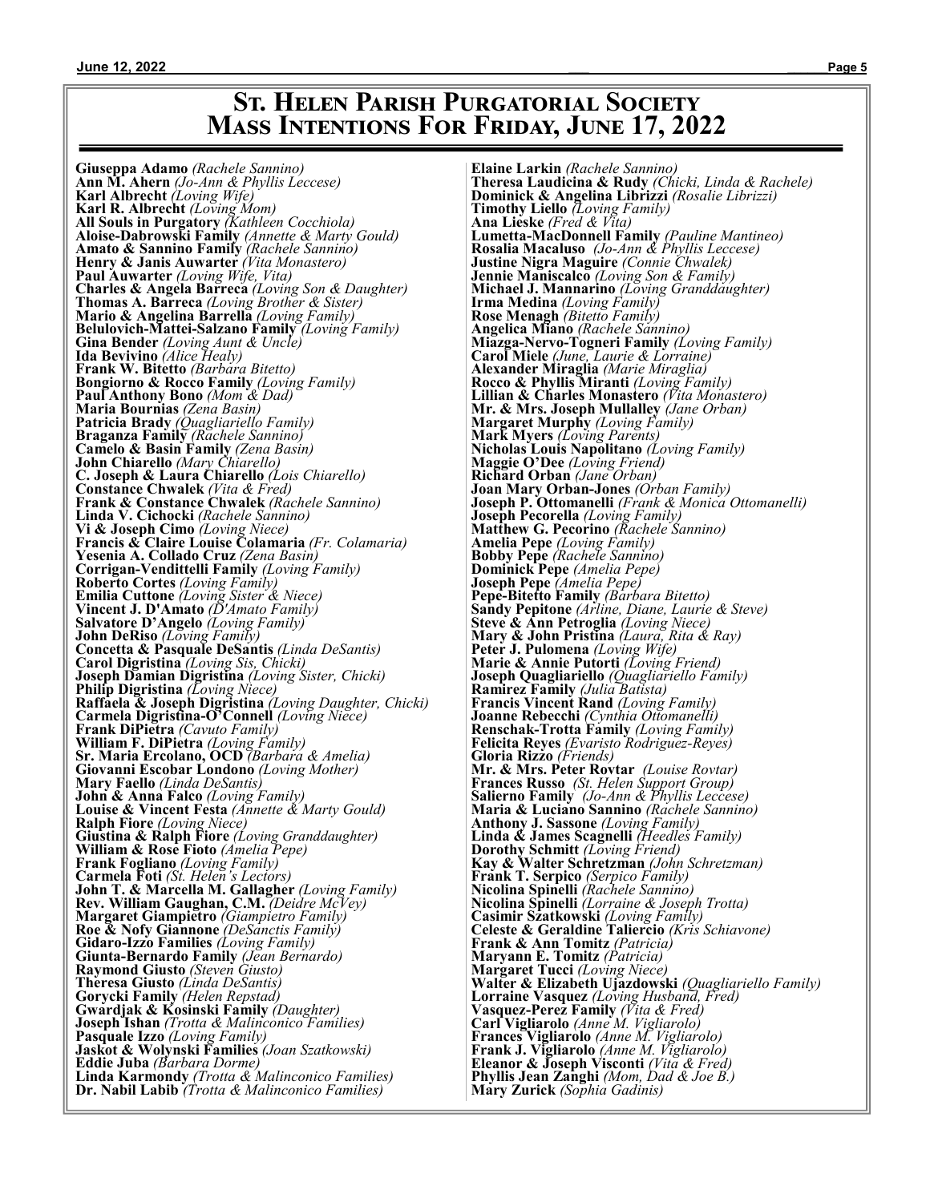## St. Helen Parish Purgatorial Society
## Mass Intentions For Friday, June 17, 2022

**Giuseppa Adamo** *(Rachele Sannino)*
**Ann M. Ahern** *(Jo-Ann & Phyllis Leccese)*
**Karl Albrecht** *(Loving Wife)*
**Karl R. Albrecht** *(Loving Mom)*
**All Souls in Purgatory** *(Kathleen Cocchiola)*
**Aloise-Dabrowski Family** *(Annette & Marty Gould)*
**Amato & Sannino Family** *(Rachele Sannino)*
**Henry & Janis Auwarter** *(Vita Monastero)*
**Paul Auwarter** *(Loving Wife, Vita)*
**Charles & Angela Barreca** *(Loving Son & Daughter)*
**Thomas A. Barreca** *(Loving Brother & Sister)*
**Mario & Angelina Barrella** *(Loving Family)*
**Belulovich-Mattei-Salzano Family** *(Loving Family)*
**Gina Bender** *(Loving Aunt & Uncle)*
**Ida Bevivino** *(Alice Healy)*
**Frank W. Bitetto** *(Barbara Bitetto)*
**Bongiorno & Rocco Family** *(Loving Family)*
**Paul Anthony Bono** *(Mom & Dad)*
**Maria Bournias** *(Zena Basin)*
**Patricia Brady** *(Quagliariello Family)*
**Braganza Family** *(Rachele Sannino)*
**Camelo & Basin Family** *(Zena Basin)*
**John Chiarello** *(Mary Chiarello)*
**C. Joseph & Laura Chiarello** *(Lois Chiarello)*
**Constance Chwalek** *(Vita & Fred)*
**Frank & Constance Chwalek** *(Rachele Sannino)*
**Linda V. Cichocki** *(Rachele Sannino)*
**Vi & Joseph Cimo** *(Loving Niece)*
**Francis & Claire Louise Colamaria** *(Fr. Colamaria)*
**Yesenia A. Collado Cruz** *(Zena Basin)*
**Corrigan-Vendittelli Family** *(Loving Family)*
**Roberto Cortes** *(Loving Family)*
**Emilia Cuttone** *(Loving Sister & Niece)*
**Vincent J. D'Amato** *(D'Amato Family)*
**Salvatore D'Angelo** *(Loving Family)*
**John DeRiso** *(Loving Family)*
**Concetta & Pasquale DeSantis** *(Linda DeSantis)*
**Carol Digristina** *(Loving Sis, Chicki)*
**Joseph Damian Digristina** *(Loving Sister, Chicki)*
**Philip Digristina** *(Loving Niece)*
**Raffaela & Joseph Digristina** *(Loving Daughter, Chicki)*
**Carmela Digristina-O'Connell** *(Loving Niece)*
**Frank DiPietra** *(Cavuto Family)*
**William F. DiPietra** *(Loving Family)*
**Sr. Maria Ercolano, OCD** *(Barbara & Amelia)*
**Giovanni Escobar Londono** *(Loving Mother)*
**Mary Faello** *(Linda DeSantis)*
**John & Anna Falco** *(Loving Family)*
**Louise & Vincent Festa** *(Annette & Marty Gould)*
**Ralph Fiore** *(Loving Niece)*
**Giustina & Ralph Fiore** *(Loving Granddaughter)*
**William & Rose Fioto** *(Amelia Pepe)*
**Frank Fogliano** *(Loving Family)*
**Carmela Foti** *(St. Helen's Lectors)*
**John T. & Marcella M. Gallagher** *(Loving Family)*
**Rev. William Gaughan, C.M.** *(Deidre McVey)*
**Margaret Giampietro** *(Giampietro Family)*
**Roe & Nofy Giannone** *(DeSanctis Family)*
**Gidaro-Izzo Families** *(Loving Family)*
**Giunta-Bernardo Family** *(Jean Bernardo)*
**Raymond Giusto** *(Steven Giusto)*
**Theresa Giusto** *(Linda DeSantis)*
**Gorycki Family** *(Helen Repstad)*
**Gwardjak & Kosinski Family** *(Daughter)*
**Joseph Ishan** *(Trotta & Malinconico Families)*
**Pasquale Izzo** *(Loving Family)*
**Jaskot & Wolynski Families** *(Joan Szatkowski)*
**Eddie Juba** *(Barbara Dorme)*
**Linda Karmondy** *(Trotta & Malinconico Families)*
**Dr. Nabil Labib** *(Trotta & Malinconico Families)*
**Elaine Larkin** *(Rachele Sannino)*
**Theresa Laudicina & Rudy** *(Chicki, Linda & Rachele)*
**Dominick & Angelina Librizzi** *(Rosalie Librizzi)*
**Timothy Liello** *(Loving Family)*
**Ana Lieske** *(Fred & Vita)*
**Lumetta-MacDonnell Family** *(Pauline Mantineo)*
**Rosalia Macaluso** *(Jo-Ann & Phyllis Leccese)*
**Justine Nigra Maguire** *(Connie Chwalek)*
**Jennie Maniscalco** *(Loving Son & Family)*
**Michael J. Mannarino** *(Loving Granddaughter)*
**Irma Medina** *(Loving Family)*
**Rose Menagh** *(Bitetto Family)*
**Angelica Miano** *(Rachele Sannino)*
**Miazga-Nervo-Togneri Family** *(Loving Family)*
**Carol Miele** *(June, Laurie & Lorraine)*
**Alexander Miraglia** *(Marie Miraglia)*
**Rocco & Phyllis Miranti** *(Loving Family)*
**Lillian & Charles Monastero** *(Vita Monastero)*
**Mr. & Mrs. Joseph Mullalley** *(Jane Orban)*
**Margaret Murphy** *(Loving Family)*
**Mark Myers** *(Loving Parents)*
**Nicholas Louis Napolitano** *(Loving Family)*
**Maggie O'Dee** *(Loving Friend)*
**Richard Orban** *(Jane Orban)*
**Joan Mary Orban-Jones** *(Orban Family)*
**Joseph P. Ottomanelli** *(Frank & Monica Ottomanelli)*
**Joseph Pecorella** *(Loving Family)*
**Matthew G. Pecorino** *(Rachele Sannino)*
**Amelia Pepe** *(Loving Family)*
**Bobby Pepe** *(Rachele Sannino)*
**Dominick Pepe** *(Amelia Pepe)*
**Joseph Pepe** *(Amelia Pepe)*
**Pepe-Bitetto Family** *(Barbara Bitetto)*
**Sandy Pepitone** *(Arline, Diane, Laurie & Steve)*
**Steve & Ann Petroglia** *(Loving Niece)*
**Mary & John Pristina** *(Laura, Rita & Ray)*
**Peter J. Pulomena** *(Loving Wife)*
**Marie & Annie Putorti** *(Loving Friend)*
**Joseph Quagliariello** *(Quagliariello Family)*
**Ramirez Family** *(Julia Batista)*
**Francis Vincent Rand** *(Loving Family)*
**Joanne Rebecchi** *(Cynthia Ottomanelli)*
**Renschak-Trotta Family** *(Loving Family)*
**Felicita Reyes** *(Evaristo Rodriguez-Reyes)*
**Gloria Rizzo** *(Friends)*
**Mr. & Mrs. Peter Rovtar** *(Louise Rovtar)*
**Frances Russo** *(St. Helen Support Group)*
**Salierno Family** *(Jo-Ann & Phyllis Leccese)*
**Maria & Luciano Sannino** *(Rachele Sannino)*
**Anthony J. Sassone** *(Loving Family)*
**Linda & James Scagnelli** *(Heedles Family)*
**Dorothy Schmitt** *(Loving Friend)*
**Kay & Walter Schretzman** *(John Schretzman)*
**Frank T. Serpico** *(Serpico Family)*
**Nicolina Spinelli** *(Rachele Sannino)*
**Nicolina Spinelli** *(Lorraine & Joseph Trotta)*
**Casimir Szatkowski** *(Loving Family)*
**Celeste & Geraldine Taliercio** *(Kris Schiavone)*
**Frank & Ann Tomitz** *(Patricia)*
**Maryann E. Tomitz** *(Patricia)*
**Margaret Tucci** *(Loving Niece)*
**Walter & Elizabeth Ujazdowski** *(Quagliariello Family)*
**Lorraine Vasquez** *(Loving Husband, Fred)*
**Vasquez-Perez Family** *(Vita & Fred)*
**Carl Vigliarolo** *(Anne M. Vigliarolo)*
**Frances Vigliarolo** *(Anne M. Vigliarolo)*
**Frank J. Vigliarolo** *(Anne M. Vigliarolo)*
**Eleanor & Joseph Visconti** *(Vita & Fred)*
**Phyllis Jean Zanghi** *(Mom, Dad & Joe B.)*
**Mary Zurick** *(Sophia Gadinis)*